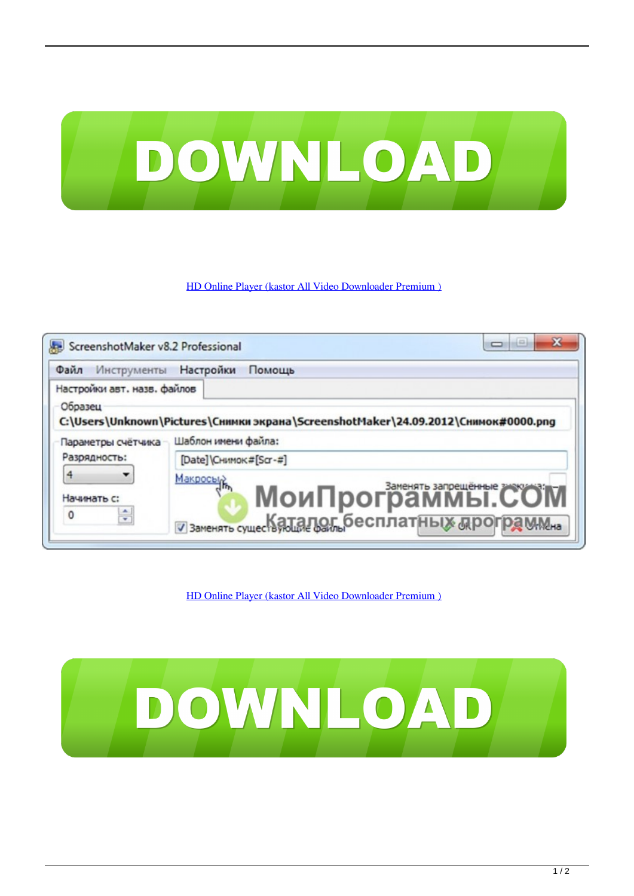[HD Online Player (kastor All Video Downloader Premium )]

[HD Online Player (kastor All Video Downloader Premium )]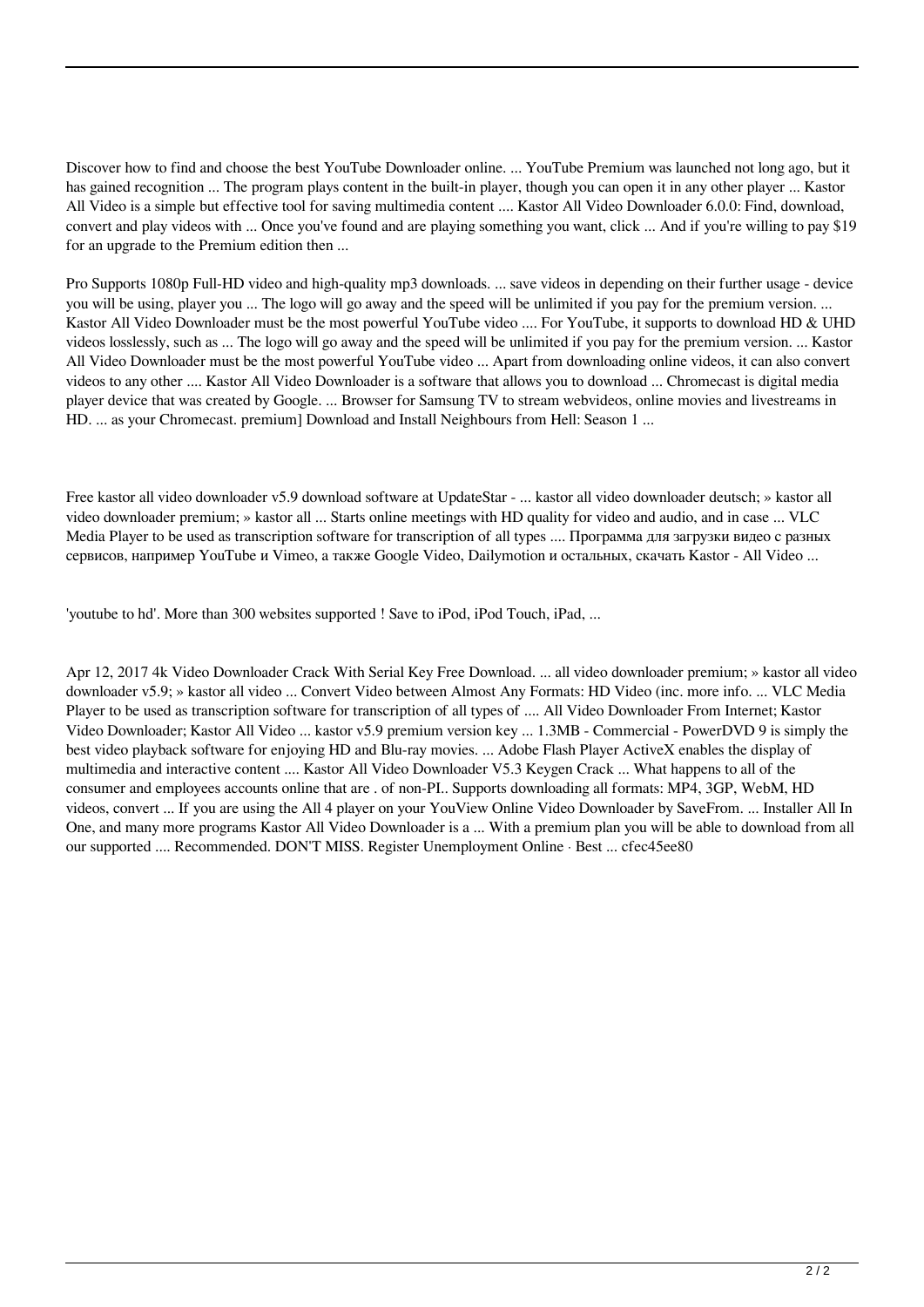Discover how to find and choose the best YouTube Downloader online. ... YouTube Premium was launched not long ago, but it has gained recognition ... The program plays content in the built-in player, though you can open it in any other player ... Kastor All Video is a simple but effective tool for saving multimedia content .... Kastor All Video Downloader 6.0.0: Find, download, convert and play videos with ... Once you've found and are playing something you want, click ... And if you're willing to pay $19 for an upgrade to the Premium edition then ...

Pro Supports 1080p Full-HD video and high-quality mp3 downloads. ... save videos in depending on their further usage - device you will be using, player you ... The logo will go away and the speed will be unlimited if you pay for the premium version. ... Kastor All Video Downloader must be the most powerful YouTube video .... For YouTube, it supports to download HD & UHD videos losslessly, such as ... The logo will go away and the speed will be unlimited if you pay for the premium version. ... Kastor All Video Downloader must be the most powerful YouTube video ... Apart from downloading online videos, it can also convert videos to any other .... Kastor All Video Downloader is a software that allows you to download ... Chromecast is digital media player device that was created by Google. ... Browser for Samsung TV to stream webvideos, online movies and livestreams in HD. ... as your Chromecast. premium] Download and Install Neighbours from Hell: Season 1 ...

Free kastor all video downloader v5.9 download software at UpdateStar - ... kastor all video downloader deutsch; » kastor all video downloader premium; » kastor all ... Starts online meetings with HD quality for video and audio, and in case ... VLC Media Player to be used as transcription software for transcription of all types .... Программа для загрузки видео с разных сервисов, например YouTube и Vimeo, а также Google Video, Dailymotion и остальных, скачать Kastor - All Video ...

'youtube to hd'. More than 300 websites supported ! Save to iPod, iPod Touch, iPad, ...

Apr 12, 2017 4k Video Downloader Crack With Serial Key Free Download. ... all video downloader premium; » kastor all video downloader v5.9; » kastor all video ... Convert Video between Almost Any Formats: HD Video (inc. more info. ... VLC Media Player to be used as transcription software for transcription of all types of .... All Video Downloader From Internet; Kastor Video Downloader; Kastor All Video ... kastor v5.9 premium version key ... 1.3MB - Commercial - PowerDVD 9 is simply the best video playback software for enjoying HD and Blu-ray movies. ... Adobe Flash Player ActiveX enables the display of multimedia and interactive content .... Kastor All Video Downloader V5.3 Keygen Crack ... What happens to all of the consumer and employees accounts online that are . of non-PI.. Supports downloading all formats: MP4, 3GP, WebM, HD videos, convert ... If you are using the All 4 player on your YouView Online Video Downloader by SaveFrom. ... Installer All In One, and many more programs Kastor All Video Downloader is a ... With a premium plan you will be able to download from all our supported .... Recommended. DON'T MISS. Register Unemployment Online · Best ... cfec45ee80